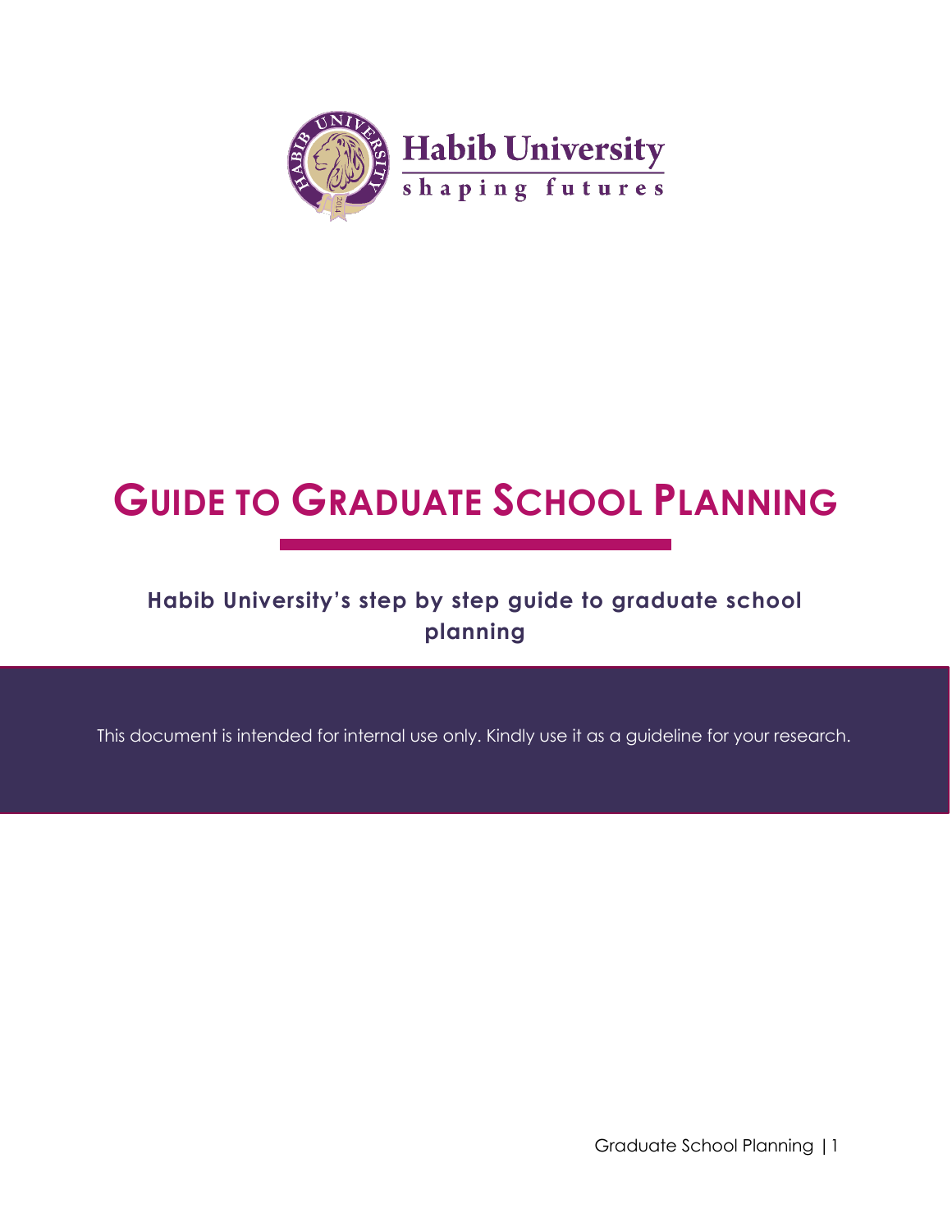Habib University

shaping futures

# GUIDE TO GRADUATE SCHOOL PLANNING

**Habib University's step by step guide to graduate school planning**

This document is intended for internal use only. Kindly use it as a guideline for your research.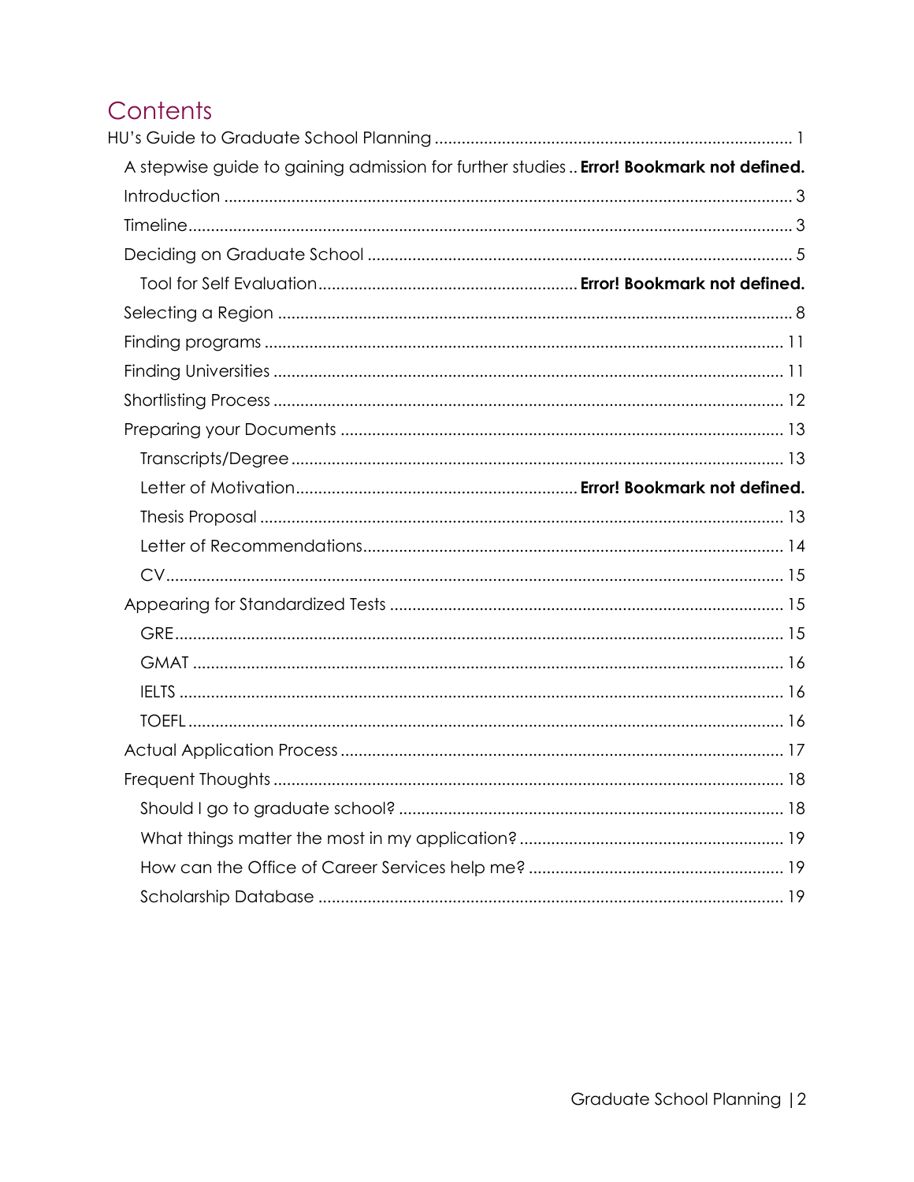# Contents

HU's Guide to Graduate School Planning ........ 1

- A stepwise guide to gaining admission for further studies .. **Error! Bookmark not defined.**
- Introduction ........ 3
- Timeline ........ 3
- Deciding on Graduate School ........ 5
  - Tool for Self Evaluation ........ **Error! Bookmark not defined.**
- Selecting a Region ........ 8
- Finding programs ........ 11
- Finding Universities ........ 11
- Shortlisting Process ........ 12
- Preparing your Documents ........ 13
  - Transcripts/Degree ........ 13
  - Letter of Motivation ........ **Error! Bookmark not defined.**
  - Thesis Proposal ........ 13
  - Letter of Recommendations ........ 14
  - CV ........ 15
- Appearing for Standardized Tests ........ 15
  - GRE ........ 15
  - GMAT ........ 16
  - IELTS ........ 16
  - TOEFL ........ 16
- Actual Application Process ........ 17
- Frequent Thoughts ........ 18
  - Should I go to graduate school? ........ 18
  - What things matter the most in my application? ........ 19
  - How can the Office of Career Services help me? ........ 19
  - Scholarship Database ........ 19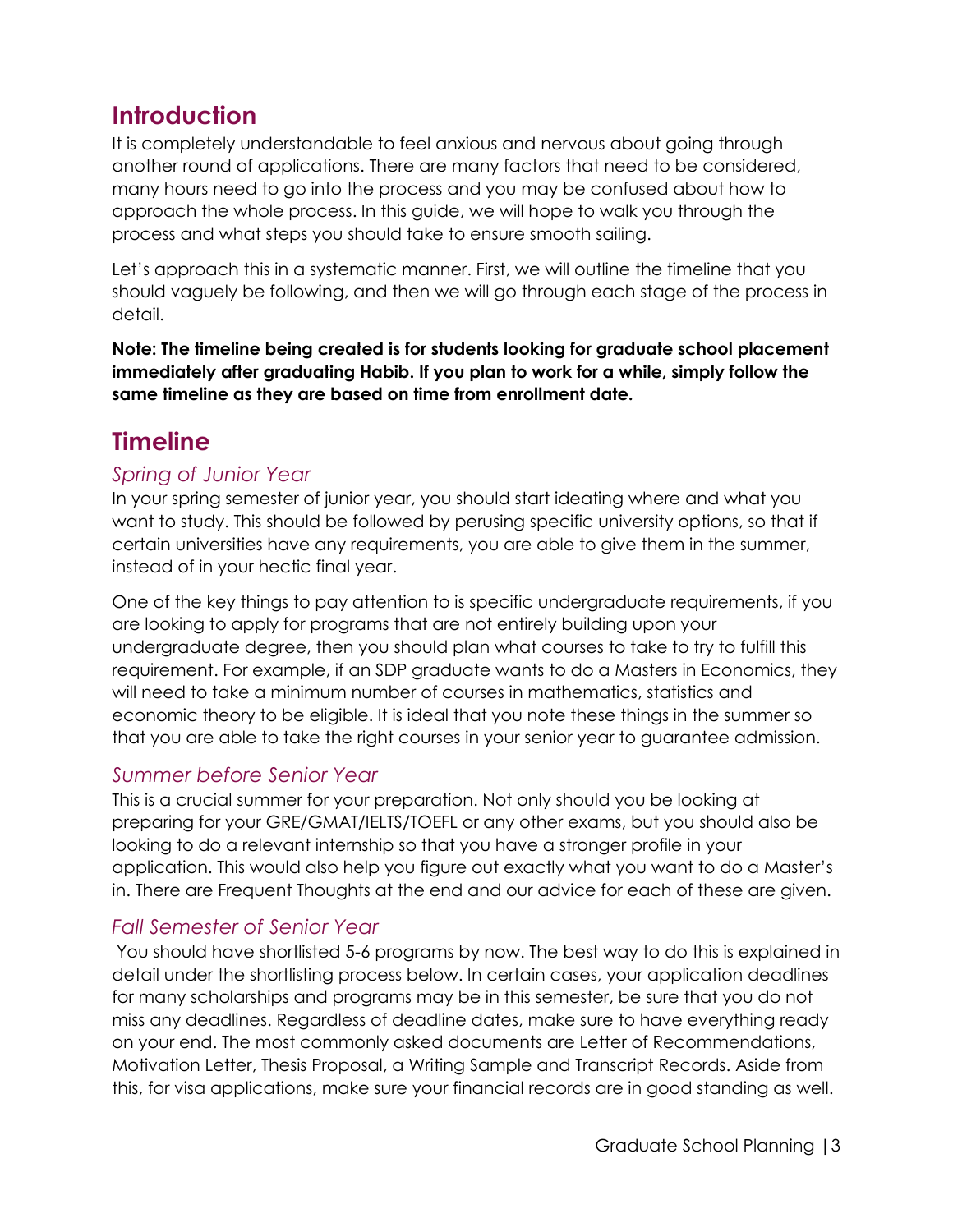## Introduction

It is completely understandable to feel anxious and nervous about going through another round of applications. There are many factors that need to be considered, many hours need to go into the process and you may be confused about how to approach the whole process. In this guide, we will hope to walk you through the process and what steps you should take to ensure smooth sailing.

Let's approach this in a systematic manner. First, we will outline the timeline that you should vaguely be following, and then we will go through each stage of the process in detail.

**Note: The timeline being created is for students looking for graduate school placement immediately after graduating Habib. If you plan to work for a while, simply follow the same timeline as they are based on time from enrollment date.**

## Timeline

### *Spring of Junior Year*

In your spring semester of junior year, you should start ideating where and what you want to study. This should be followed by perusing specific university options, so that if certain universities have any requirements, you are able to give them in the summer, instead of in your hectic final year.

One of the key things to pay attention to is specific undergraduate requirements, if you are looking to apply for programs that are not entirely building upon your undergraduate degree, then you should plan what courses to take to try to fulfill this requirement. For example, if an SDP graduate wants to do a Masters in Economics, they will need to take a minimum number of courses in mathematics, statistics and economic theory to be eligible. It is ideal that you note these things in the summer so that you are able to take the right courses in your senior year to guarantee admission.

### *Summer before Senior Year*

This is a crucial summer for your preparation. Not only should you be looking at preparing for your GRE/GMAT/IELTS/TOEFL or any other exams, but you should also be looking to do a relevant internship so that you have a stronger profile in your application. This would also help you figure out exactly what you want to do a Master's in. There are Frequent Thoughts at the end and our advice for each of these are given.

### *Fall Semester of Senior Year*

You should have shortlisted 5-6 programs by now. The best way to do this is explained in detail under the shortlisting process below. In certain cases, your application deadlines for many scholarships and programs may be in this semester, be sure that you do not miss any deadlines. Regardless of deadline dates, make sure to have everything ready on your end. The most commonly asked documents are Letter of Recommendations, Motivation Letter, Thesis Proposal, a Writing Sample and Transcript Records. Aside from this, for visa applications, make sure your financial records are in good standing as well.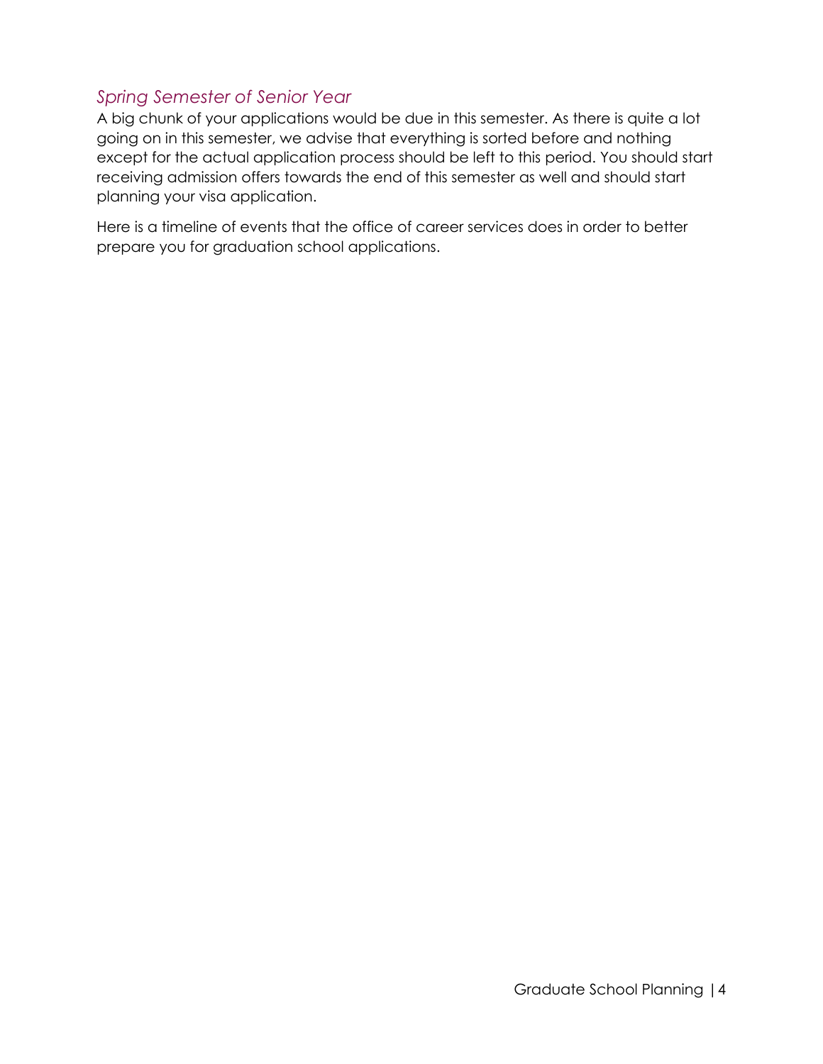### *Spring Semester of Senior Year*

A big chunk of your applications would be due in this semester. As there is quite a lot going on in this semester, we advise that everything is sorted before and nothing except for the actual application process should be left to this period. You should start receiving admission offers towards the end of this semester as well and should start planning your visa application.

Here is a timeline of events that the office of career services does in order to better prepare you for graduation school applications.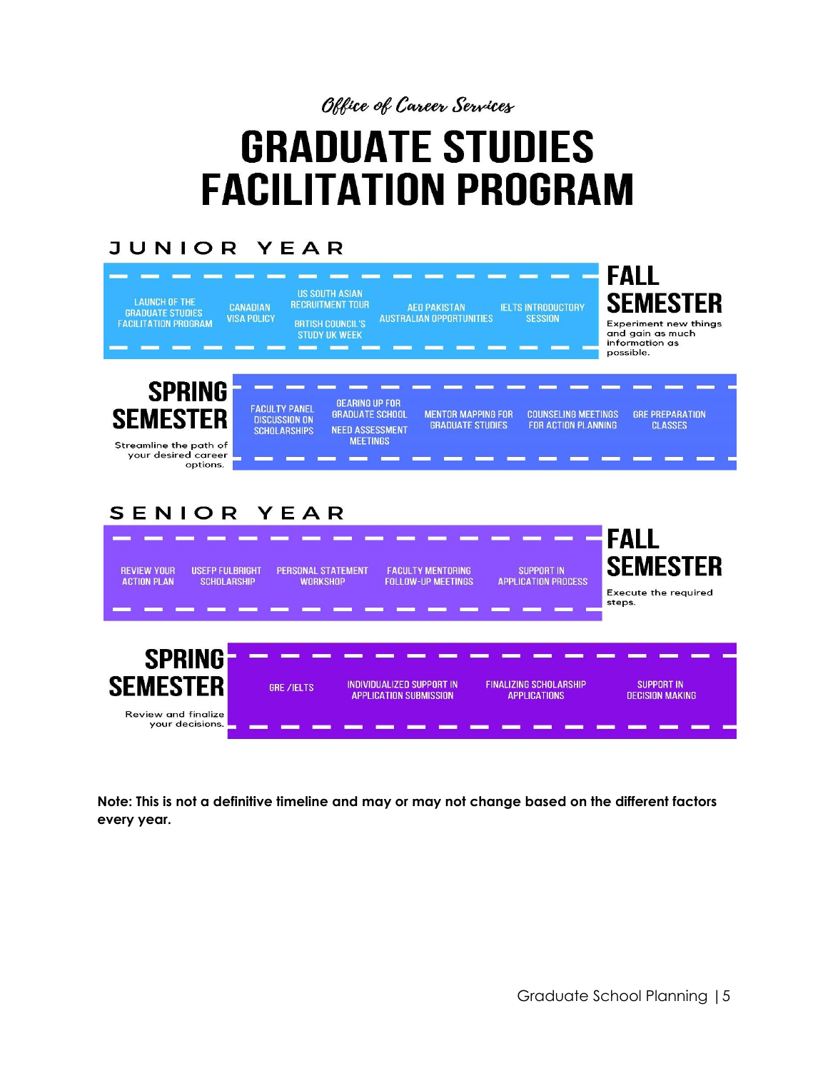*Office of Career Services*

# GRADUATE STUDIES FACILITATION PROGRAM

## JUNIOR YEAR

### FALL SEMESTER

Experiment new things and gain as much information as possible.

- LAUNCH OF THE GRADUATE STUDIES FACILITATION PROGRAM
- CANADIAN VISA POLICY
- US SOUTH ASIAN RECRUITMENT TOUR
- BRITISH COUNCIL'S STUDY UK WEEK
- AEO PAKISTAN AUSTRALIAN OPPORTUNITIES
- IELTS INTRODUCTORY SESSION

### SPRING SEMESTER

Streamline the path of your desired career options.

- FACULTY PANEL DISCUSSION ON SCHOLARSHIPS
- GEARING UP FOR GRADUATE SCHOOL
- NEED ASSESSMENT MEETINGS
- MENTOR MAPPING FOR GRADUATE STUDIES
- COUNSELING MEETINGS FOR ACTION PLANNING
- GRE PREPARATION CLASSES

## SENIOR YEAR

### FALL SEMESTER

Execute the required steps.

- REVIEW YOUR ACTION PLAN
- USEFP FULBRIGHT SCHOLARSHIP
- PERSONAL STATEMENT WORKSHOP
- FACULTY MENTORING FOLLOW-UP MEETINGS
- SUPPORT IN APPLICATION PROCESS

### SPRING SEMESTER

Review and finalize your decisions.

- GRE /IELTS
- INDIVIDUALIZED SUPPORT IN APPLICATION SUBMISSION
- FINALIZING SCHOLARSHIP APPLICATIONS
- SUPPORT IN DECISION MAKING

**Note: This is not a definitive timeline and may or may not change based on the different factors every year.**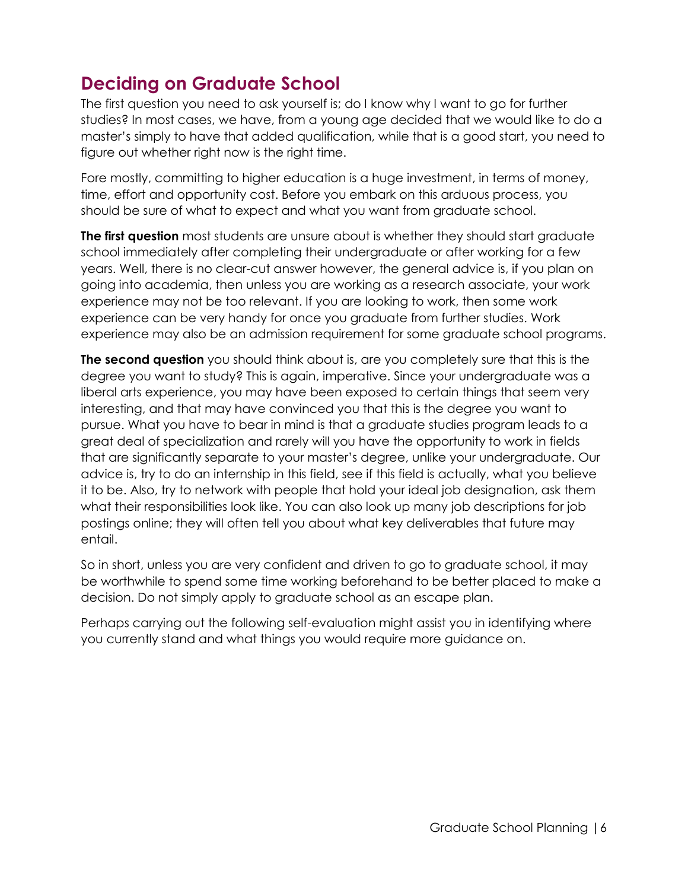## Deciding on Graduate School

The first question you need to ask yourself is; do I know why I want to go for further studies? In most cases, we have, from a young age decided that we would like to do a master's simply to have that added qualification, while that is a good start, you need to figure out whether right now is the right time.

Fore mostly, committing to higher education is a huge investment, in terms of money, time, effort and opportunity cost. Before you embark on this arduous process, you should be sure of what to expect and what you want from graduate school.

**The first question** most students are unsure about is whether they should start graduate school immediately after completing their undergraduate or after working for a few years. Well, there is no clear-cut answer however, the general advice is, if you plan on going into academia, then unless you are working as a research associate, your work experience may not be too relevant. If you are looking to work, then some work experience can be very handy for once you graduate from further studies. Work experience may also be an admission requirement for some graduate school programs.

**The second question** you should think about is, are you completely sure that this is the degree you want to study? This is again, imperative. Since your undergraduate was a liberal arts experience, you may have been exposed to certain things that seem very interesting, and that may have convinced you that this is the degree you want to pursue. What you have to bear in mind is that a graduate studies program leads to a great deal of specialization and rarely will you have the opportunity to work in fields that are significantly separate to your master's degree, unlike your undergraduate. Our advice is, try to do an internship in this field, see if this field is actually, what you believe it to be. Also, try to network with people that hold your ideal job designation, ask them what their responsibilities look like. You can also look up many job descriptions for job postings online; they will often tell you about what key deliverables that future may entail.

So in short, unless you are very confident and driven to go to graduate school, it may be worthwhile to spend some time working beforehand to be better placed to make a decision. Do not simply apply to graduate school as an escape plan.

Perhaps carrying out the following self-evaluation might assist you in identifying where you currently stand and what things you would require more guidance on.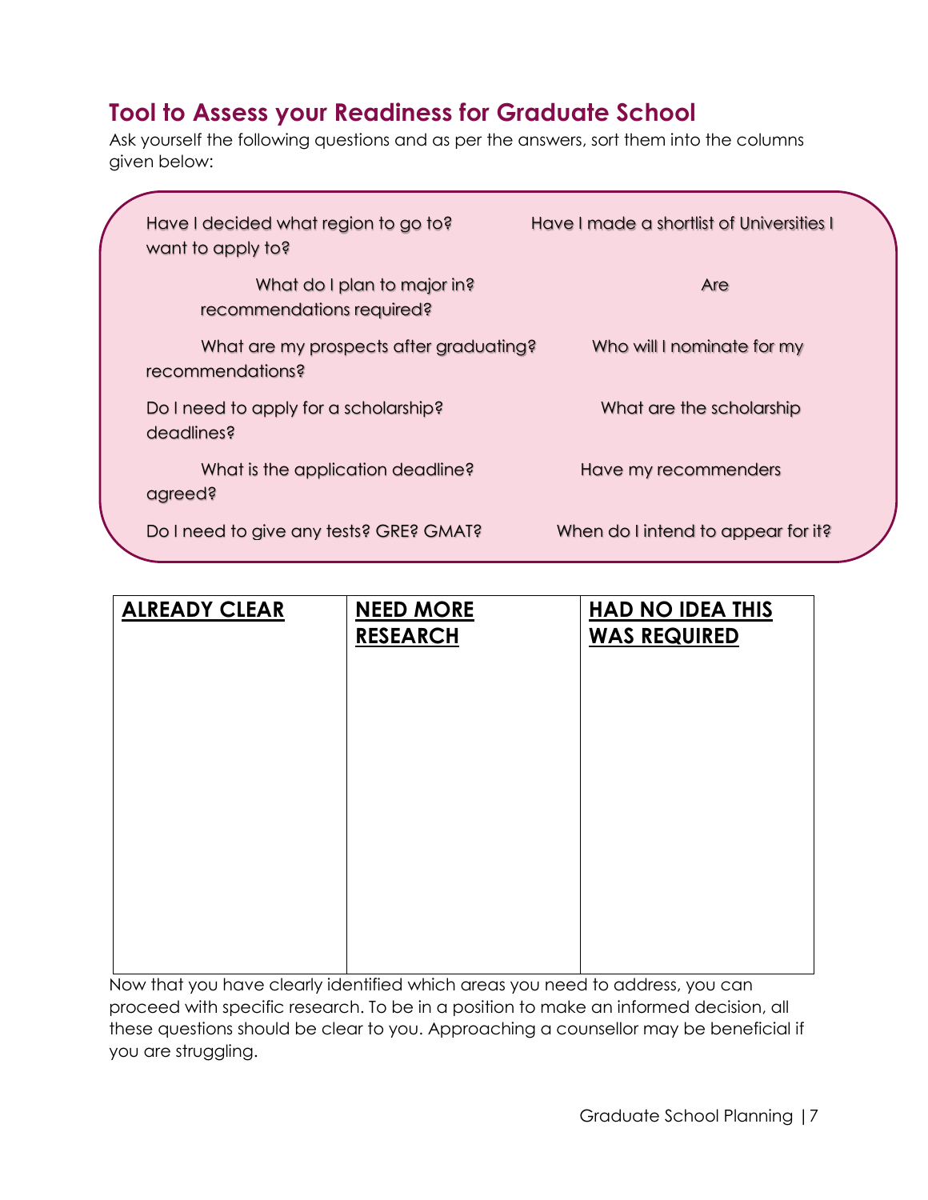## Tool to Assess your Readiness for Graduate School

Ask yourself the following questions and as per the answers, sort them into the columns given below:

- Have I decided what region to go to?
- Have I made a shortlist of Universities I want to apply to?
- What do I plan to major in?
- Are recommendations required?
- What are my prospects after graduating?
- Who will I nominate for my recommendations?
- Do I need to apply for a scholarship?
- What are the scholarship deadlines?
- What is the application deadline?
- Have my recommenders agreed?
- Do I need to give any tests? GRE? GMAT?
- When do I intend to appear for it?

| **ALREADY CLEAR** | **NEED MORE RESEARCH** | **HAD NO IDEA THIS WAS REQUIRED** |
|---|---|---|
| | | |

Now that you have clearly identified which areas you need to address, you can proceed with specific research. To be in a position to make an informed decision, all these questions should be clear to you. Approaching a counsellor may be beneficial if you are struggling.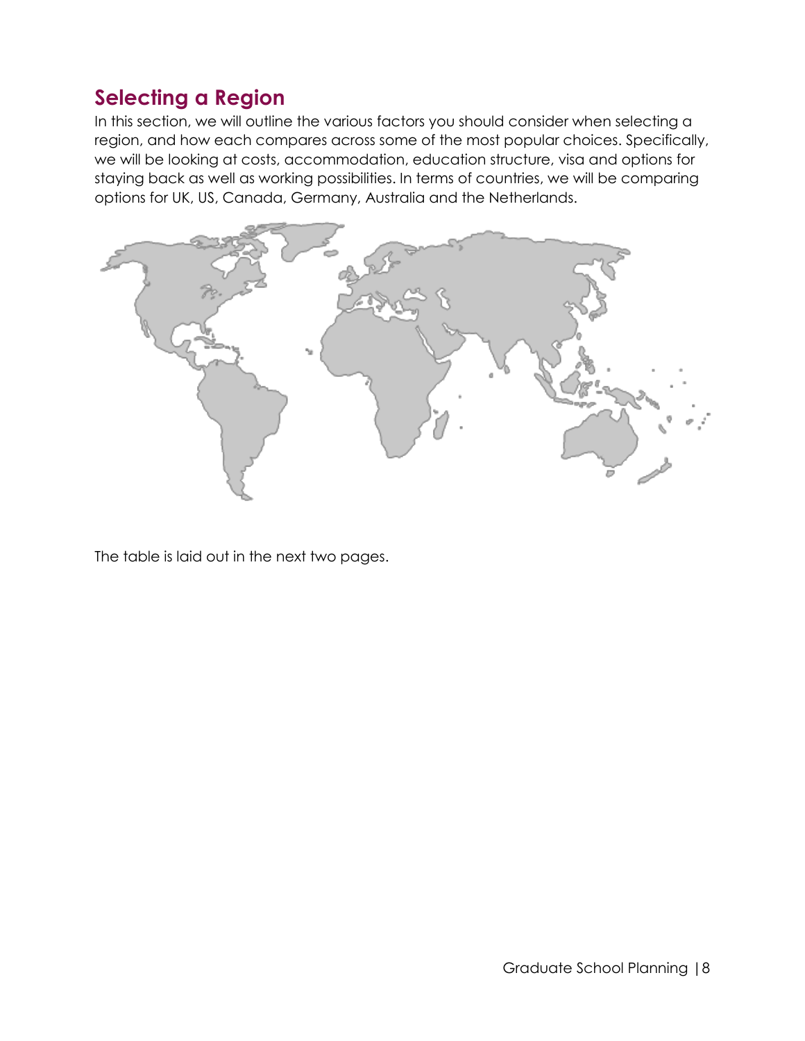## Selecting a Region

In this section, we will outline the various factors you should consider when selecting a region, and how each compares across some of the most popular choices. Specifically, we will be looking at costs, accommodation, education structure, visa and options for staying back as well as working possibilities. In terms of countries, we will be comparing options for UK, US, Canada, Germany, Australia and the Netherlands.

The table is laid out in the next two pages.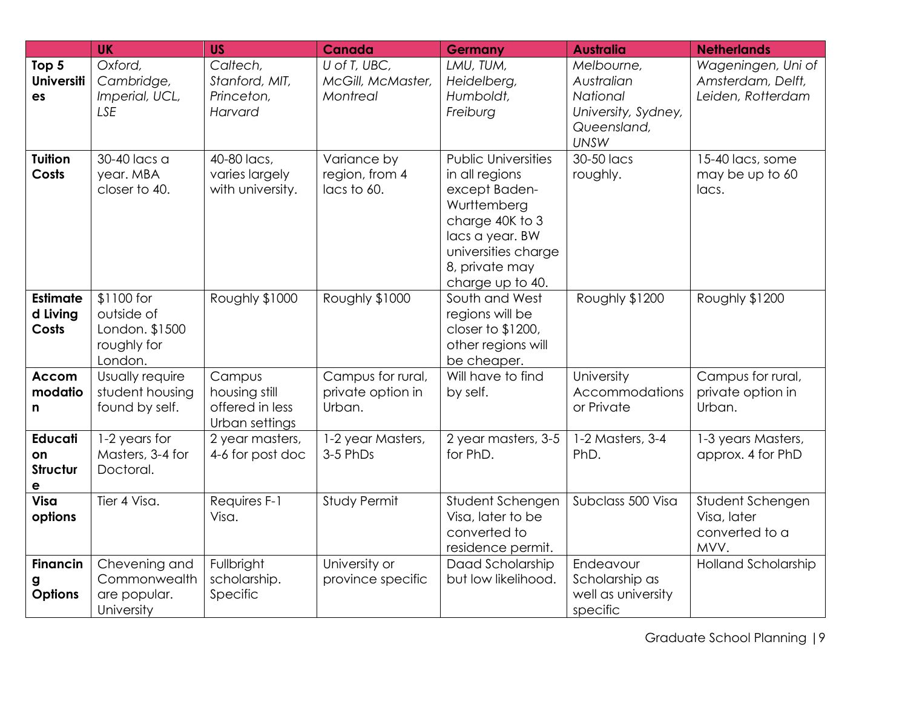| | UK | US | Canada | Germany | Australia | Netherlands |
|---|---|---|---|---|---|---|
| **Top 5 Universities** | *Oxford, Cambridge, Imperial, UCL, LSE* | *Caltech, Stanford, MIT, Princeton, Harvard* | *U of T, UBC, McGill, McMaster, Montreal* | *LMU, TUM, Heidelberg, Humboldt, Freiburg* | *Melbourne, Australian National University, Sydney, Queensland, UNSW* | *Wageningen, Uni of Amsterdam, Delft, Leiden, Rotterdam* |
| **Tuition Costs** | 30-40 lacs a year. MBA closer to 40. | 40-80 lacs, varies largely with university. | Variance by region, from 4 lacs to 60. | Public Universities in all regions except Baden-Wurttemberg charge 40K to 3 lacs a year. BW universities charge 8, private may charge up to 40. | 30-50 lacs roughly. | 15-40 lacs, some may be up to 60 lacs. |
| **Estimated Living Costs** | $1100 for outside of London. $1500 roughly for London. | Roughly $1000 | Roughly $1000 | South and West regions will be closer to $1200, other regions will be cheaper. | Roughly $1200 | Roughly $1200 |
| **Accommodation** | Usually require student housing found by self. | Campus housing still offered in less Urban settings | Campus for rural, private option in Urban. | Will have to find by self. | University Accommodations or Private | Campus for rural, private option in Urban. |
| **Education Structure** | 1-2 years for Masters, 3-4 for Doctoral. | 2 year masters, 4-6 for post doc | 1-2 year Masters, 3-5 PhDs | 2 year masters, 3-5 for PhD. | 1-2 Masters, 3-4 PhD. | 1-3 years Masters, approx. 4 for PhD |
| **Visa options** | Tier 4 Visa. | Requires F-1 Visa. | Study Permit | Student Schengen Visa, later to be converted to residence permit. | Subclass 500 Visa | Student Schengen Visa, later converted to a MVV. |
| **Financing Options** | Chevening and Commonwealth are popular. University | Fullbright scholarship. Specific | University or province specific | Daad Scholarship but low likelihood. | Endeavour Scholarship as well as university specific | Holland Scholarship |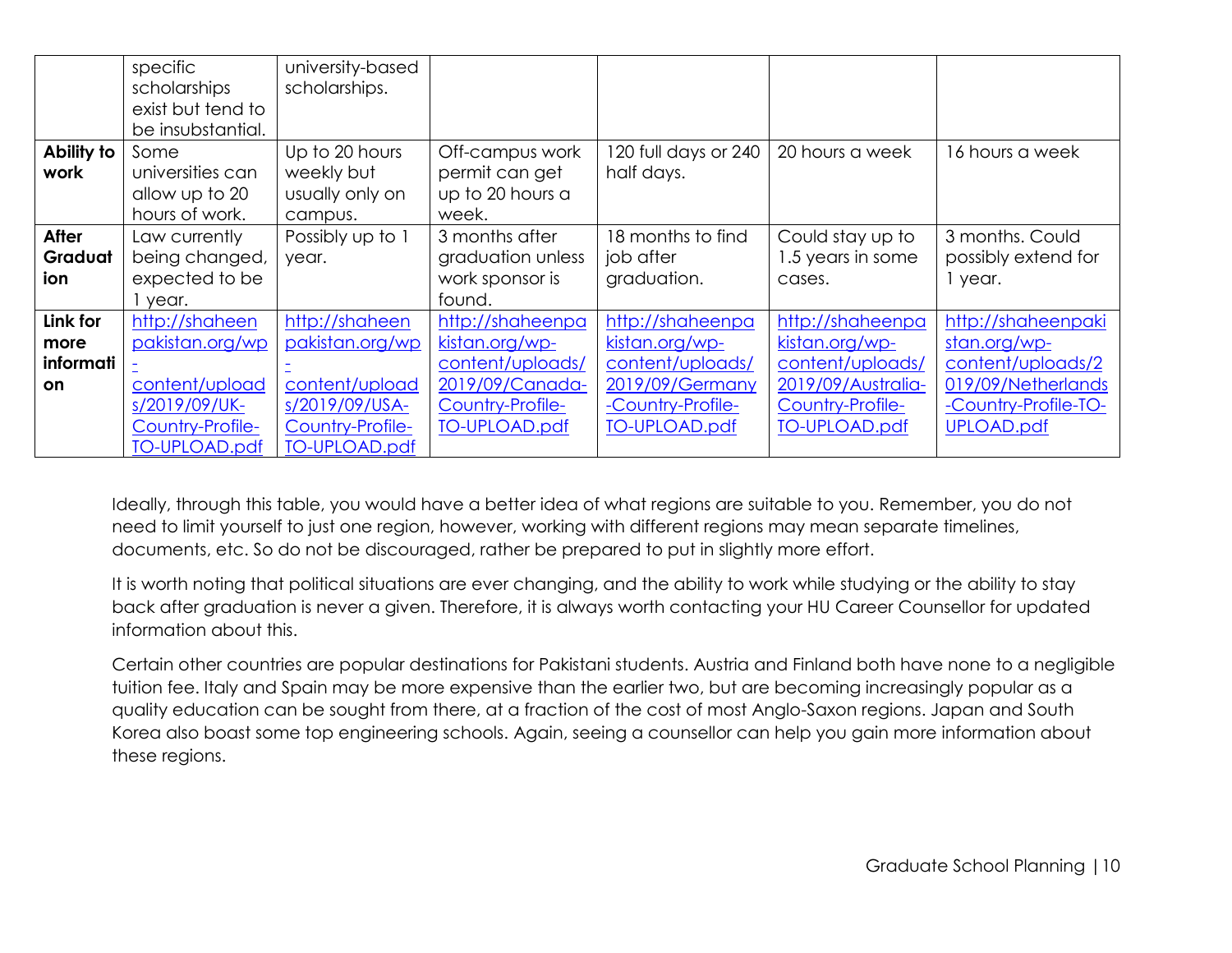| | | | | | | |
|---|---|---|---|---|---|---|
| | specific scholarships exist but tend to be insubstantial. | university-based scholarships. | | | | |
| **Ability to work** | Some universities can allow up to 20 hours of work. | Up to 20 hours weekly but usually only on campus. | Off-campus work permit can get up to 20 hours a week. | 120 full days or 240 half days. | 20 hours a week | 16 hours a week |
| **After Graduation** | Law currently being changed, expected to be 1 year. | Possibly up to 1 year. | 3 months after graduation unless work sponsor is found. | 18 months to find job after graduation. | Could stay up to 1.5 years in some cases. | 3 months. Could possibly extend for 1 year. |
| **Link for more information** | http://shaheenpakistan.org/wp-content/uploads/2019/09/UK-Country-Profile-TO-UPLOAD.pdf | http://shaheenpakistan.org/wp-content/uploads/2019/09/USA-Country-Profile-TO-UPLOAD.pdf | http://shaheenpakistan.org/wp-content/uploads/2019/09/Canada-Country-Profile-TO-UPLOAD.pdf | http://shaheenpakistan.org/wp-content/uploads/2019/09/Germany-Country-Profile-TO-UPLOAD.pdf | http://shaheenpakistan.org/wp-content/uploads/2019/09/Australia-Country-Profile-TO-UPLOAD.pdf | http://shaheenpakistan.org/wp-content/uploads/2019/09/Netherlands-Country-Profile-TO-UPLOAD.pdf |

Ideally, through this table, you would have a better idea of what regions are suitable to you. Remember, you do not need to limit yourself to just one region, however, working with different regions may mean separate timelines, documents, etc. So do not be discouraged, rather be prepared to put in slightly more effort.

It is worth noting that political situations are ever changing, and the ability to work while studying or the ability to stay back after graduation is never a given. Therefore, it is always worth contacting your HU Career Counsellor for updated information about this.

Certain other countries are popular destinations for Pakistani students. Austria and Finland both have none to a negligible tuition fee. Italy and Spain may be more expensive than the earlier two, but are becoming increasingly popular as a quality education can be sought from there, at a fraction of the cost of most Anglo-Saxon regions. Japan and South Korea also boast some top engineering schools. Again, seeing a counsellor can help you gain more information about these regions.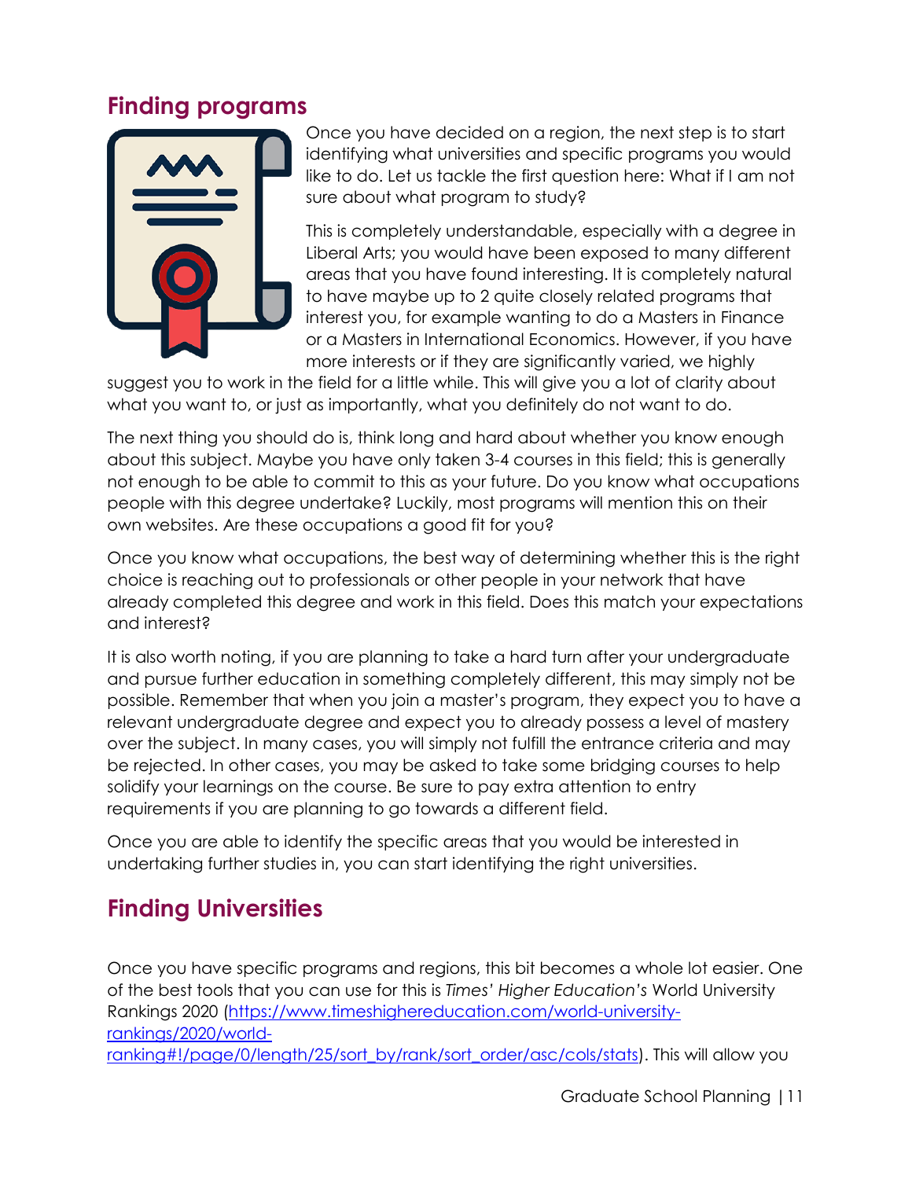## Finding programs

Once you have decided on a region, the next step is to start identifying what universities and specific programs you would like to do. Let us tackle the first question here: What if I am not sure about what program to study?

This is completely understandable, especially with a degree in Liberal Arts; you would have been exposed to many different areas that you have found interesting. It is completely natural to have maybe up to 2 quite closely related programs that interest you, for example wanting to do a Masters in Finance or a Masters in International Economics. However, if you have more interests or if they are significantly varied, we highly suggest you to work in the field for a little while. This will give you a lot of clarity about what you want to, or just as importantly, what you definitely do not want to do.

The next thing you should do is, think long and hard about whether you know enough about this subject. Maybe you have only taken 3-4 courses in this field; this is generally not enough to be able to commit to this as your future. Do you know what occupations people with this degree undertake? Luckily, most programs will mention this on their own websites. Are these occupations a good fit for you?

Once you know what occupations, the best way of determining whether this is the right choice is reaching out to professionals or other people in your network that have already completed this degree and work in this field. Does this match your expectations and interest?

It is also worth noting, if you are planning to take a hard turn after your undergraduate and pursue further education in something completely different, this may simply not be possible. Remember that when you join a master's program, they expect you to have a relevant undergraduate degree and expect you to already possess a level of mastery over the subject. In many cases, you will simply not fulfill the entrance criteria and may be rejected. In other cases, you may be asked to take some bridging courses to help solidify your learnings on the course. Be sure to pay extra attention to entry requirements if you are planning to go towards a different field.

Once you are able to identify the specific areas that you would be interested in undertaking further studies in, you can start identifying the right universities.

## Finding Universities

Once you have specific programs and regions, this bit becomes a whole lot easier. One of the best tools that you can use for this is *Times' Higher Education's* World University Rankings 2020 (https://www.timeshighereducation.com/world-university-rankings/2020/world-ranking#!/page/0/length/25/sort_by/rank/sort_order/asc/cols/stats). This will allow you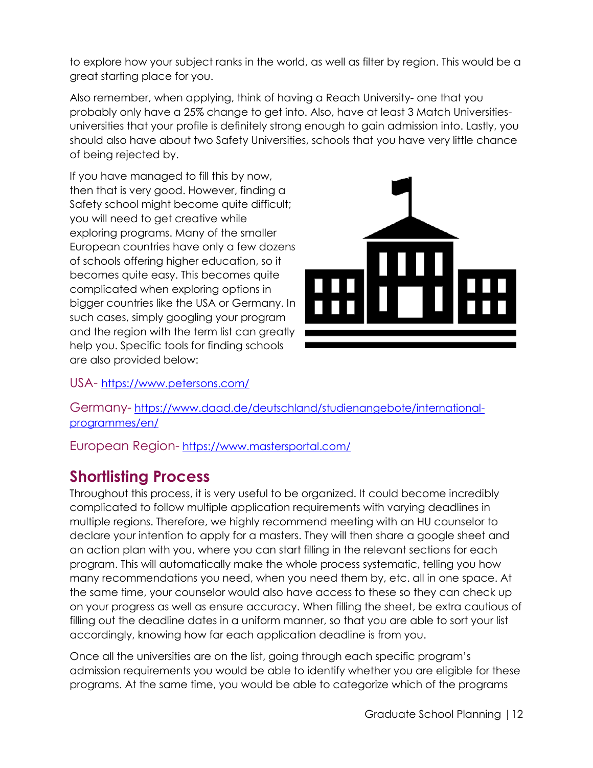to explore how your subject ranks in the world, as well as filter by region. This would be a great starting place for you.

Also remember, when applying, think of having a Reach University- one that you probably only have a 25% change to get into. Also, have at least 3 Match Universities- universities that your profile is definitely strong enough to gain admission into. Lastly, you should also have about two Safety Universities, schools that you have very little chance of being rejected by.

If you have managed to fill this by now, then that is very good. However, finding a Safety school might become quite difficult; you will need to get creative while exploring programs. Many of the smaller European countries have only a few dozens of schools offering higher education, so it becomes quite easy. This becomes quite complicated when exploring options in bigger countries like the USA or Germany. In such cases, simply googling your program and the region with the term list can greatly help you. Specific tools for finding schools are also provided below:

USA- https://www.petersons.com/

Germany- https://www.daad.de/deutschland/studienangebote/international-programmes/en/

European Region- https://www.mastersportal.com/

## Shortlisting Process

Throughout this process, it is very useful to be organized. It could become incredibly complicated to follow multiple application requirements with varying deadlines in multiple regions. Therefore, we highly recommend meeting with an HU counselor to declare your intention to apply for a masters. They will then share a google sheet and an action plan with you, where you can start filling in the relevant sections for each program. This will automatically make the whole process systematic, telling you how many recommendations you need, when you need them by, etc. all in one space. At the same time, your counselor would also have access to these so they can check up on your progress as well as ensure accuracy. When filling the sheet, be extra cautious of filling out the deadline dates in a uniform manner, so that you are able to sort your list accordingly, knowing how far each application deadline is from you.

Once all the universities are on the list, going through each specific program's admission requirements you would be able to identify whether you are eligible for these programs. At the same time, you would be able to categorize which of the programs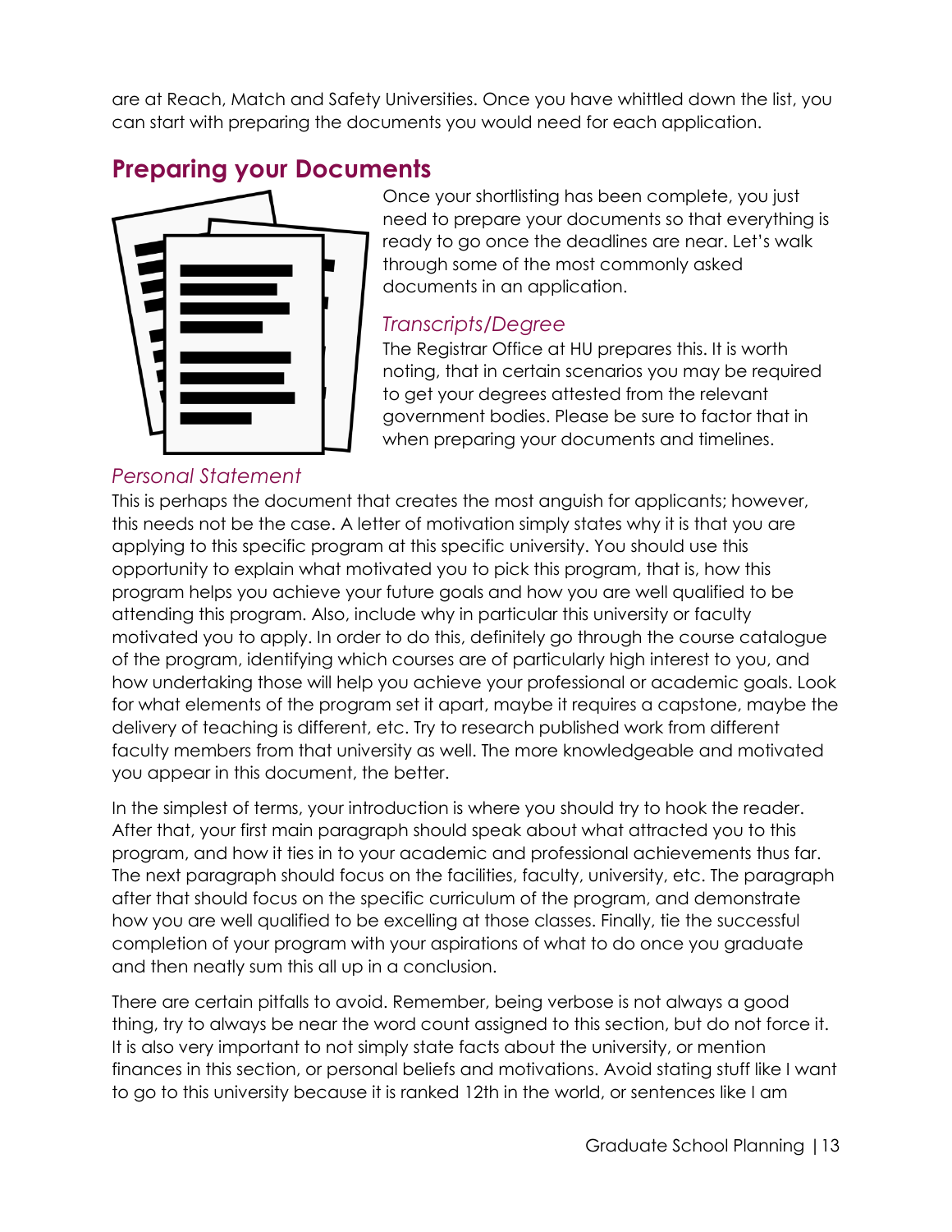are at Reach, Match and Safety Universities. Once you have whittled down the list, you can start with preparing the documents you would need for each application.

## Preparing your Documents

Once your shortlisting has been complete, you just need to prepare your documents so that everything is ready to go once the deadlines are near. Let's walk through some of the most commonly asked documents in an application.

### *Transcripts/Degree*

The Registrar Office at HU prepares this. It is worth noting, that in certain scenarios you may be required to get your degrees attested from the relevant government bodies. Please be sure to factor that in when preparing your documents and timelines.

### *Personal Statement*

This is perhaps the document that creates the most anguish for applicants; however, this needs not be the case. A letter of motivation simply states why it is that you are applying to this specific program at this specific university. You should use this opportunity to explain what motivated you to pick this program, that is, how this program helps you achieve your future goals and how you are well qualified to be attending this program. Also, include why in particular this university or faculty motivated you to apply. In order to do this, definitely go through the course catalogue of the program, identifying which courses are of particularly high interest to you, and how undertaking those will help you achieve your professional or academic goals. Look for what elements of the program set it apart, maybe it requires a capstone, maybe the delivery of teaching is different, etc. Try to research published work from different faculty members from that university as well. The more knowledgeable and motivated you appear in this document, the better.

In the simplest of terms, your introduction is where you should try to hook the reader. After that, your first main paragraph should speak about what attracted you to this program, and how it ties in to your academic and professional achievements thus far. The next paragraph should focus on the facilities, faculty, university, etc. The paragraph after that should focus on the specific curriculum of the program, and demonstrate how you are well qualified to be excelling at those classes. Finally, tie the successful completion of your program with your aspirations of what to do once you graduate and then neatly sum this all up in a conclusion.

There are certain pitfalls to avoid. Remember, being verbose is not always a good thing, try to always be near the word count assigned to this section, but do not force it. It is also very important to not simply state facts about the university, or mention finances in this section, or personal beliefs and motivations. Avoid stating stuff like I want to go to this university because it is ranked 12th in the world, or sentences like I am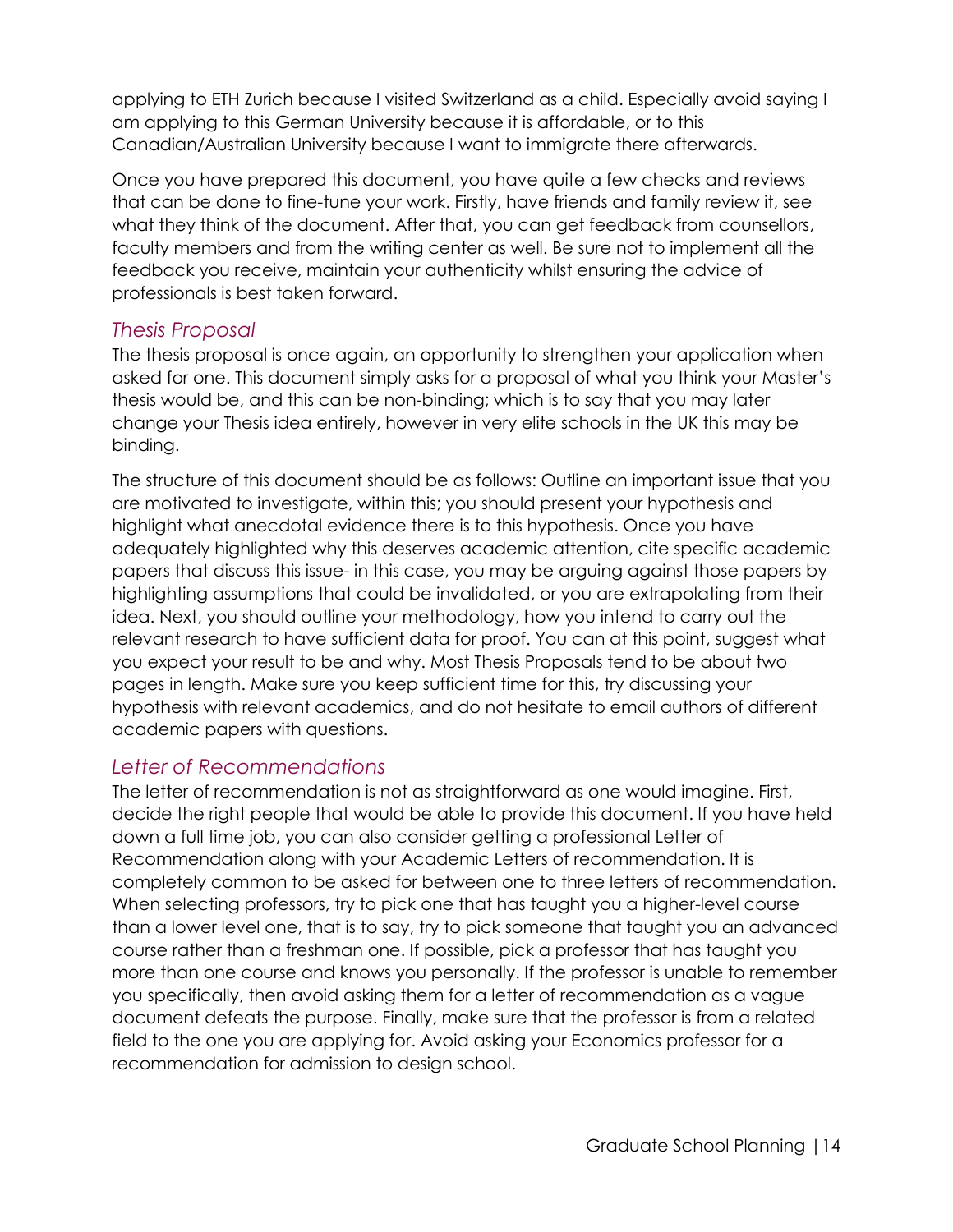applying to ETH Zurich because I visited Switzerland as a child. Especially avoid saying I am applying to this German University because it is affordable, or to this Canadian/Australian University because I want to immigrate there afterwards.

Once you have prepared this document, you have quite a few checks and reviews that can be done to fine-tune your work. Firstly, have friends and family review it, see what they think of the document. After that, you can get feedback from counsellors, faculty members and from the writing center as well. Be sure not to implement all the feedback you receive, maintain your authenticity whilst ensuring the advice of professionals is best taken forward.

### *Thesis Proposal*

The thesis proposal is once again, an opportunity to strengthen your application when asked for one. This document simply asks for a proposal of what you think your Master's thesis would be, and this can be non-binding; which is to say that you may later change your Thesis idea entirely, however in very elite schools in the UK this may be binding.

The structure of this document should be as follows: Outline an important issue that you are motivated to investigate, within this; you should present your hypothesis and highlight what anecdotal evidence there is to this hypothesis. Once you have adequately highlighted why this deserves academic attention, cite specific academic papers that discuss this issue- in this case, you may be arguing against those papers by highlighting assumptions that could be invalidated, or you are extrapolating from their idea. Next, you should outline your methodology, how you intend to carry out the relevant research to have sufficient data for proof. You can at this point, suggest what you expect your result to be and why. Most Thesis Proposals tend to be about two pages in length. Make sure you keep sufficient time for this, try discussing your hypothesis with relevant academics, and do not hesitate to email authors of different academic papers with questions.

### *Letter of Recommendations*

The letter of recommendation is not as straightforward as one would imagine. First, decide the right people that would be able to provide this document. If you have held down a full time job, you can also consider getting a professional Letter of Recommendation along with your Academic Letters of recommendation. It is completely common to be asked for between one to three letters of recommendation. When selecting professors, try to pick one that has taught you a higher-level course than a lower level one, that is to say, try to pick someone that taught you an advanced course rather than a freshman one. If possible, pick a professor that has taught you more than one course and knows you personally. If the professor is unable to remember you specifically, then avoid asking them for a letter of recommendation as a vague document defeats the purpose. Finally, make sure that the professor is from a related field to the one you are applying for. Avoid asking your Economics professor for a recommendation for admission to design school.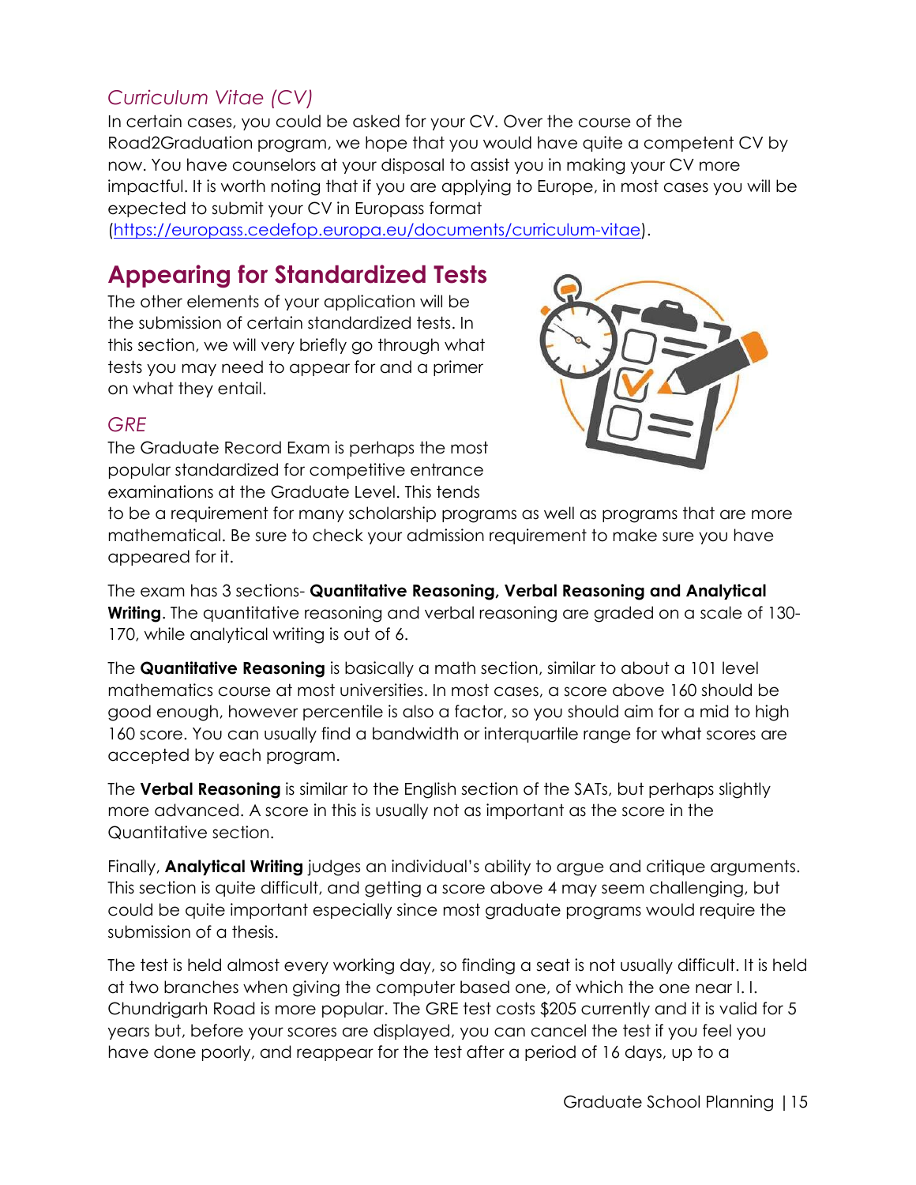### *Curriculum Vitae (CV)*

In certain cases, you could be asked for your CV. Over the course of the Road2Graduation program, we hope that you would have quite a competent CV by now. You have counselors at your disposal to assist you in making your CV more impactful. It is worth noting that if you are applying to Europe, in most cases you will be expected to submit your CV in Europass format ([https://europass.cedefop.europa.eu/documents/curriculum-vitae](https://europass.cedefop.europa.eu/documents/curriculum-vitae)).

## Appearing for Standardized Tests

The other elements of your application will be the submission of certain standardized tests. In this section, we will very briefly go through what tests you may need to appear for and a primer on what they entail.

### *GRE*

The Graduate Record Exam is perhaps the most popular standardized for competitive entrance examinations at the Graduate Level. This tends to be a requirement for many scholarship programs as well as programs that are more mathematical. Be sure to check your admission requirement to make sure you have appeared for it.

The exam has 3 sections- **Quantitative Reasoning, Verbal Reasoning and Analytical Writing**. The quantitative reasoning and verbal reasoning are graded on a scale of 130-170, while analytical writing is out of 6.

The **Quantitative Reasoning** is basically a math section, similar to about a 101 level mathematics course at most universities. In most cases, a score above 160 should be good enough, however percentile is also a factor, so you should aim for a mid to high 160 score. You can usually find a bandwidth or interquartile range for what scores are accepted by each program.

The **Verbal Reasoning** is similar to the English section of the SATs, but perhaps slightly more advanced. A score in this is usually not as important as the score in the Quantitative section.

Finally, **Analytical Writing** judges an individual's ability to argue and critique arguments. This section is quite difficult, and getting a score above 4 may seem challenging, but could be quite important especially since most graduate programs would require the submission of a thesis.

The test is held almost every working day, so finding a seat is not usually difficult. It is held at two branches when giving the computer based one, of which the one near I. I. Chundrigarh Road is more popular. The GRE test costs $205 currently and it is valid for 5 years but, before your scores are displayed, you can cancel the test if you feel you have done poorly, and reappear for the test after a period of 16 days, up to a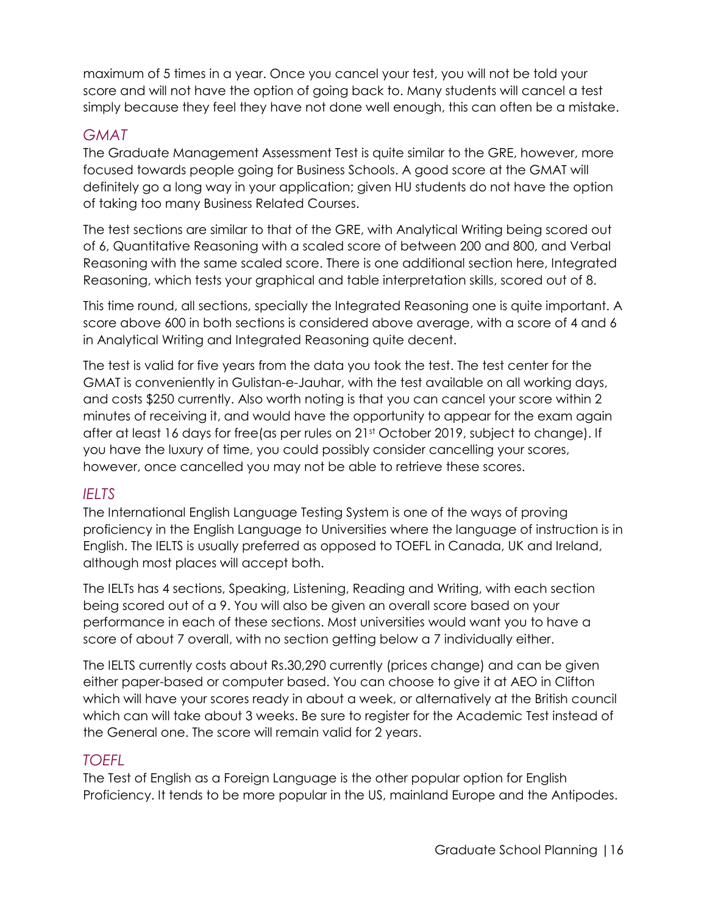maximum of 5 times in a year. Once you cancel your test, you will not be told your score and will not have the option of going back to. Many students will cancel a test simply because they feel they have not done well enough, this can often be a mistake.

### *GMAT*

The Graduate Management Assessment Test is quite similar to the GRE, however, more focused towards people going for Business Schools. A good score at the GMAT will definitely go a long way in your application; given HU students do not have the option of taking too many Business Related Courses.

The test sections are similar to that of the GRE, with Analytical Writing being scored out of 6, Quantitative Reasoning with a scaled score of between 200 and 800, and Verbal Reasoning with the same scaled score. There is one additional section here, Integrated Reasoning, which tests your graphical and table interpretation skills, scored out of 8.

This time round, all sections, specially the Integrated Reasoning one is quite important. A score above 600 in both sections is considered above average, with a score of 4 and 6 in Analytical Writing and Integrated Reasoning quite decent.

The test is valid for five years from the data you took the test. The test center for the GMAT is conveniently in Gulistan-e-Jauhar, with the test available on all working days, and costs $250 currently. Also worth noting is that you can cancel your score within 2 minutes of receiving it, and would have the opportunity to appear for the exam again after at least 16 days for free(as per rules on 21st October 2019, subject to change). If you have the luxury of time, you could possibly consider cancelling your scores, however, once cancelled you may not be able to retrieve these scores.

### *IELTS*

The International English Language Testing System is one of the ways of proving proficiency in the English Language to Universities where the language of instruction is in English. The IELTS is usually preferred as opposed to TOEFL in Canada, UK and Ireland, although most places will accept both.

The IELTs has 4 sections, Speaking, Listening, Reading and Writing, with each section being scored out of a 9. You will also be given an overall score based on your performance in each of these sections. Most universities would want you to have a score of about 7 overall, with no section getting below a 7 individually either.

The IELTS currently costs about Rs.30,290 currently (prices change) and can be given either paper-based or computer based. You can choose to give it at AEO in Clifton which will have your scores ready in about a week, or alternatively at the British council which can will take about 3 weeks. Be sure to register for the Academic Test instead of the General one. The score will remain valid for 2 years.

### *TOEFL*

The Test of English as a Foreign Language is the other popular option for English Proficiency. It tends to be more popular in the US, mainland Europe and the Antipodes.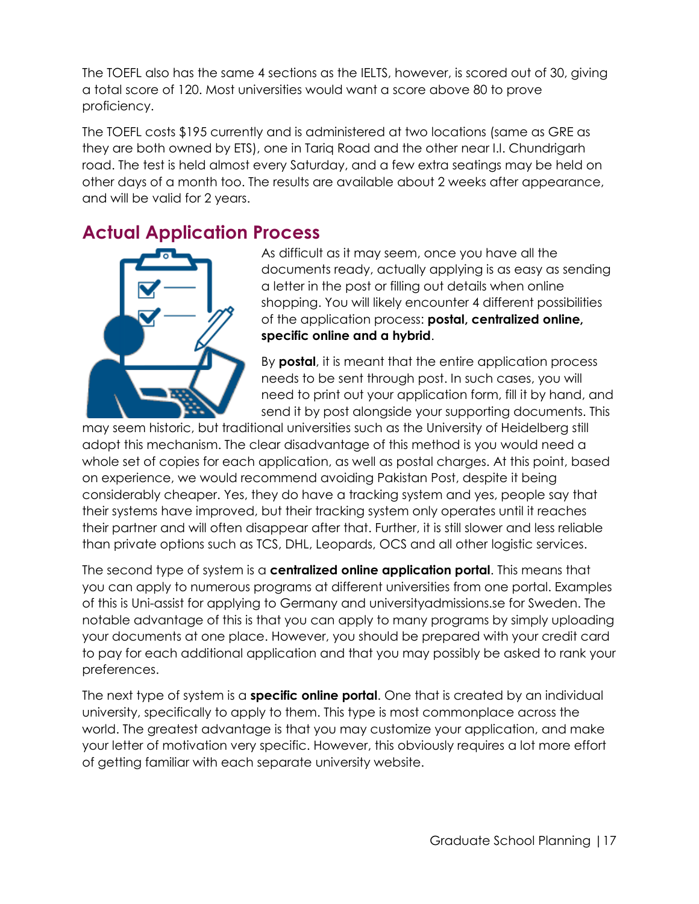The TOEFL also has the same 4 sections as the IELTS, however, is scored out of 30, giving a total score of 120. Most universities would want a score above 80 to prove proficiency.

The TOEFL costs $195 currently and is administered at two locations (same as GRE as they are both owned by ETS), one in Tariq Road and the other near I.I. Chundrigarh road. The test is held almost every Saturday, and a few extra seatings may be held on other days of a month too. The results are available about 2 weeks after appearance, and will be valid for 2 years.

## Actual Application Process

As difficult as it may seem, once you have all the documents ready, actually applying is as easy as sending a letter in the post or filling out details when online shopping. You will likely encounter 4 different possibilities of the application process: **postal, centralized online, specific online and a hybrid**.

By **postal**, it is meant that the entire application process needs to be sent through post. In such cases, you will need to print out your application form, fill it by hand, and send it by post alongside your supporting documents. This may seem historic, but traditional universities such as the University of Heidelberg still adopt this mechanism. The clear disadvantage of this method is you would need a whole set of copies for each application, as well as postal charges. At this point, based on experience, we would recommend avoiding Pakistan Post, despite it being considerably cheaper. Yes, they do have a tracking system and yes, people say that their systems have improved, but their tracking system only operates until it reaches their partner and will often disappear after that. Further, it is still slower and less reliable than private options such as TCS, DHL, Leopards, OCS and all other logistic services.

The second type of system is a **centralized online application portal**. This means that you can apply to numerous programs at different universities from one portal. Examples of this is Uni-assist for applying to Germany and universityadmissions.se for Sweden. The notable advantage of this is that you can apply to many programs by simply uploading your documents at one place. However, you should be prepared with your credit card to pay for each additional application and that you may possibly be asked to rank your preferences.

The next type of system is a **specific online portal**. One that is created by an individual university, specifically to apply to them. This type is most commonplace across the world. The greatest advantage is that you may customize your application, and make your letter of motivation very specific. However, this obviously requires a lot more effort of getting familiar with each separate university website.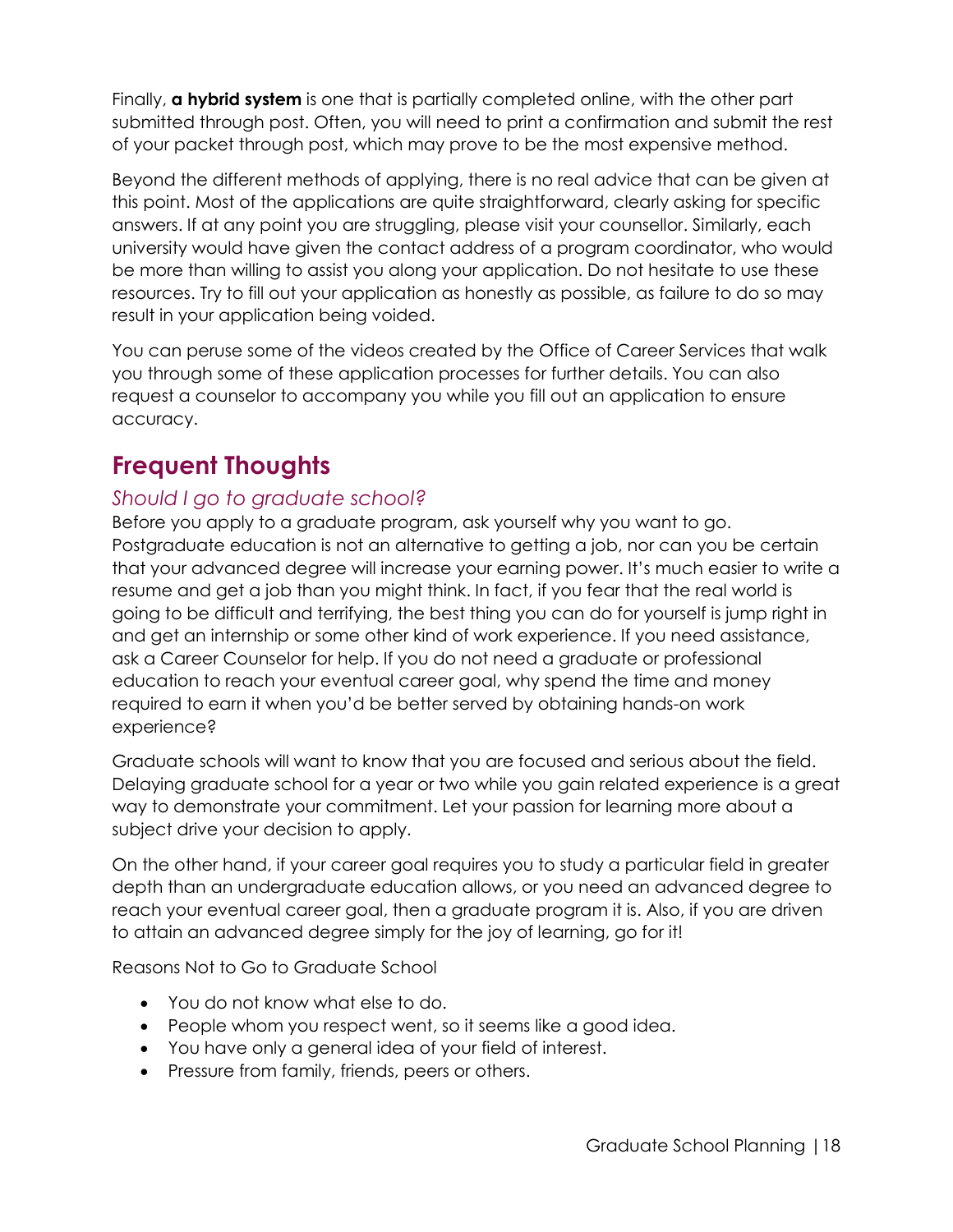Finally, **a hybrid system** is one that is partially completed online, with the other part submitted through post. Often, you will need to print a confirmation and submit the rest of your packet through post, which may prove to be the most expensive method.

Beyond the different methods of applying, there is no real advice that can be given at this point. Most of the applications are quite straightforward, clearly asking for specific answers. If at any point you are struggling, please visit your counsellor. Similarly, each university would have given the contact address of a program coordinator, who would be more than willing to assist you along your application. Do not hesitate to use these resources. Try to fill out your application as honestly as possible, as failure to do so may result in your application being voided.

You can peruse some of the videos created by the Office of Career Services that walk you through some of these application processes for further details. You can also request a counselor to accompany you while you fill out an application to ensure accuracy.

## Frequent Thoughts

### *Should I go to graduate school?*

Before you apply to a graduate program, ask yourself why you want to go. Postgraduate education is not an alternative to getting a job, nor can you be certain that your advanced degree will increase your earning power. It's much easier to write a resume and get a job than you might think. In fact, if you fear that the real world is going to be difficult and terrifying, the best thing you can do for yourself is jump right in and get an internship or some other kind of work experience. If you need assistance, ask a Career Counselor for help. If you do not need a graduate or professional education to reach your eventual career goal, why spend the time and money required to earn it when you'd be better served by obtaining hands-on work experience?

Graduate schools will want to know that you are focused and serious about the field. Delaying graduate school for a year or two while you gain related experience is a great way to demonstrate your commitment. Let your passion for learning more about a subject drive your decision to apply.

On the other hand, if your career goal requires you to study a particular field in greater depth than an undergraduate education allows, or you need an advanced degree to reach your eventual career goal, then a graduate program it is. Also, if you are driven to attain an advanced degree simply for the joy of learning, go for it!

Reasons Not to Go to Graduate School

- You do not know what else to do.
- People whom you respect went, so it seems like a good idea.
- You have only a general idea of your field of interest.
- Pressure from family, friends, peers or others.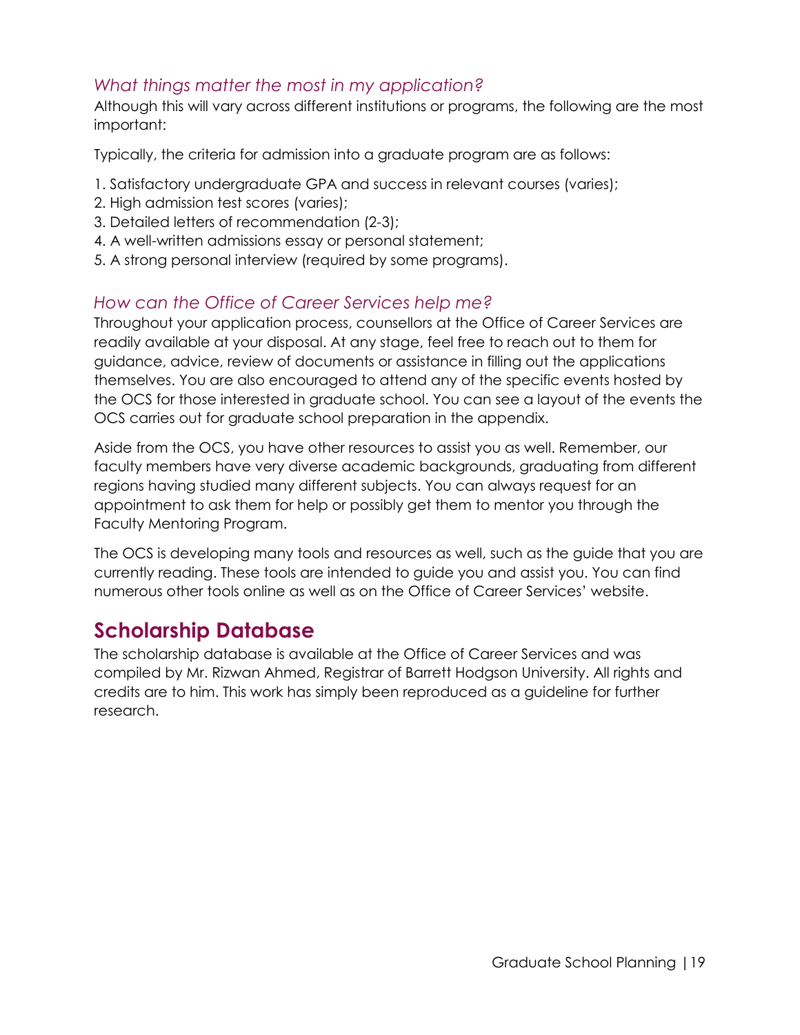### *What things matter the most in my application?*

Although this will vary across different institutions or programs, the following are the most important:

Typically, the criteria for admission into a graduate program are as follows:

1. Satisfactory undergraduate GPA and success in relevant courses (varies);
2. High admission test scores (varies);
3. Detailed letters of recommendation (2-3);
4. A well-written admissions essay or personal statement;
5. A strong personal interview (required by some programs).

### *How can the Office of Career Services help me?*

Throughout your application process, counsellors at the Office of Career Services are readily available at your disposal. At any stage, feel free to reach out to them for guidance, advice, review of documents or assistance in filling out the applications themselves. You are also encouraged to attend any of the specific events hosted by the OCS for those interested in graduate school. You can see a layout of the events the OCS carries out for graduate school preparation in the appendix.

Aside from the OCS, you have other resources to assist you as well. Remember, our faculty members have very diverse academic backgrounds, graduating from different regions having studied many different subjects. You can always request for an appointment to ask them for help or possibly get them to mentor you through the Faculty Mentoring Program.

The OCS is developing many tools and resources as well, such as the guide that you are currently reading. These tools are intended to guide you and assist you. You can find numerous other tools online as well as on the Office of Career Services' website.

## Scholarship Database

The scholarship database is available at the Office of Career Services and was compiled by Mr. Rizwan Ahmed, Registrar of Barrett Hodgson University. All rights and credits are to him. This work has simply been reproduced as a guideline for further research.